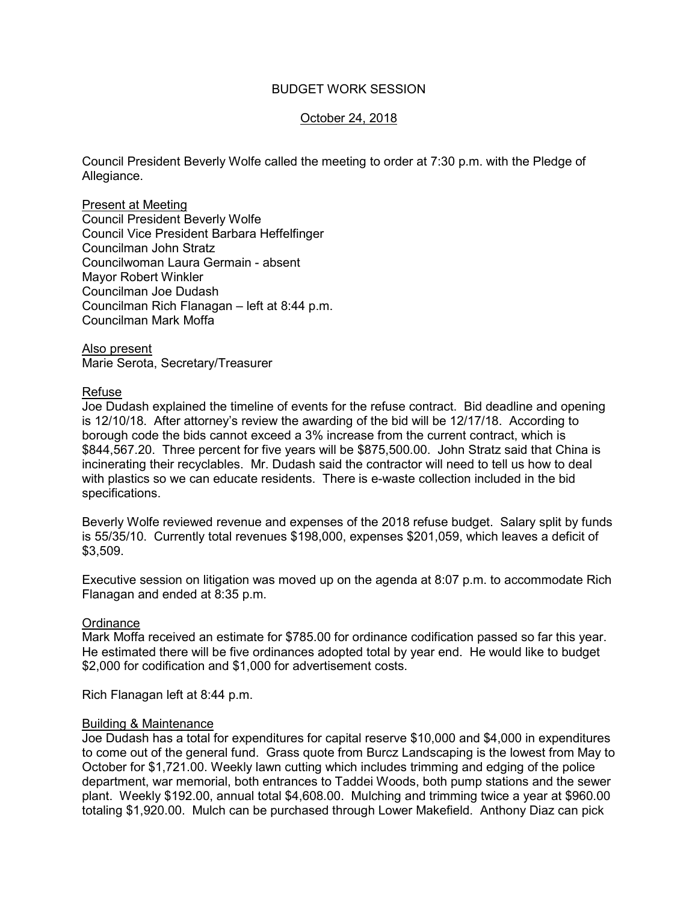# BUDGET WORK SESSION

October 24, 2018

Council President Beverly Wolfe called the meeting to order at 7:30 p.m. with the Pledge of Allegiance.

Present at Meeting
Council President Beverly Wolfe
Council Vice President Barbara Heffelfinger
Councilman John Stratz
Councilwoman Laura Germain - absent
Mayor Robert Winkler
Councilman Joe Dudash
Councilman Rich Flanagan – left at 8:44 p.m.
Councilman Mark Moffa

Also present
Marie Serota, Secretary/Treasurer

Refuse
Joe Dudash explained the timeline of events for the refuse contract. Bid deadline and opening is 12/10/18. After attorney's review the awarding of the bid will be 12/17/18. According to borough code the bids cannot exceed a 3% increase from the current contract, which is $844,567.20. Three percent for five years will be $875,500.00. John Stratz said that China is incinerating their recyclables. Mr. Dudash said the contractor will need to tell us how to deal with plastics so we can educate residents. There is e-waste collection included in the bid specifications.

Beverly Wolfe reviewed revenue and expenses of the 2018 refuse budget. Salary split by funds is 55/35/10. Currently total revenues $198,000, expenses $201,059, which leaves a deficit of $3,509.

Executive session on litigation was moved up on the agenda at 8:07 p.m. to accommodate Rich Flanagan and ended at 8:35 p.m.

Ordinance
Mark Moffa received an estimate for $785.00 for ordinance codification passed so far this year. He estimated there will be five ordinances adopted total by year end. He would like to budget $2,000 for codification and $1,000 for advertisement costs.

Rich Flanagan left at 8:44 p.m.

Building & Maintenance
Joe Dudash has a total for expenditures for capital reserve $10,000 and $4,000 in expenditures to come out of the general fund. Grass quote from Burcz Landscaping is the lowest from May to October for $1,721.00. Weekly lawn cutting which includes trimming and edging of the police department, war memorial, both entrances to Taddei Woods, both pump stations and the sewer plant. Weekly $192.00, annual total $4,608.00. Mulching and trimming twice a year at $960.00 totaling $1,920.00. Mulch can be purchased through Lower Makefield. Anthony Diaz can pick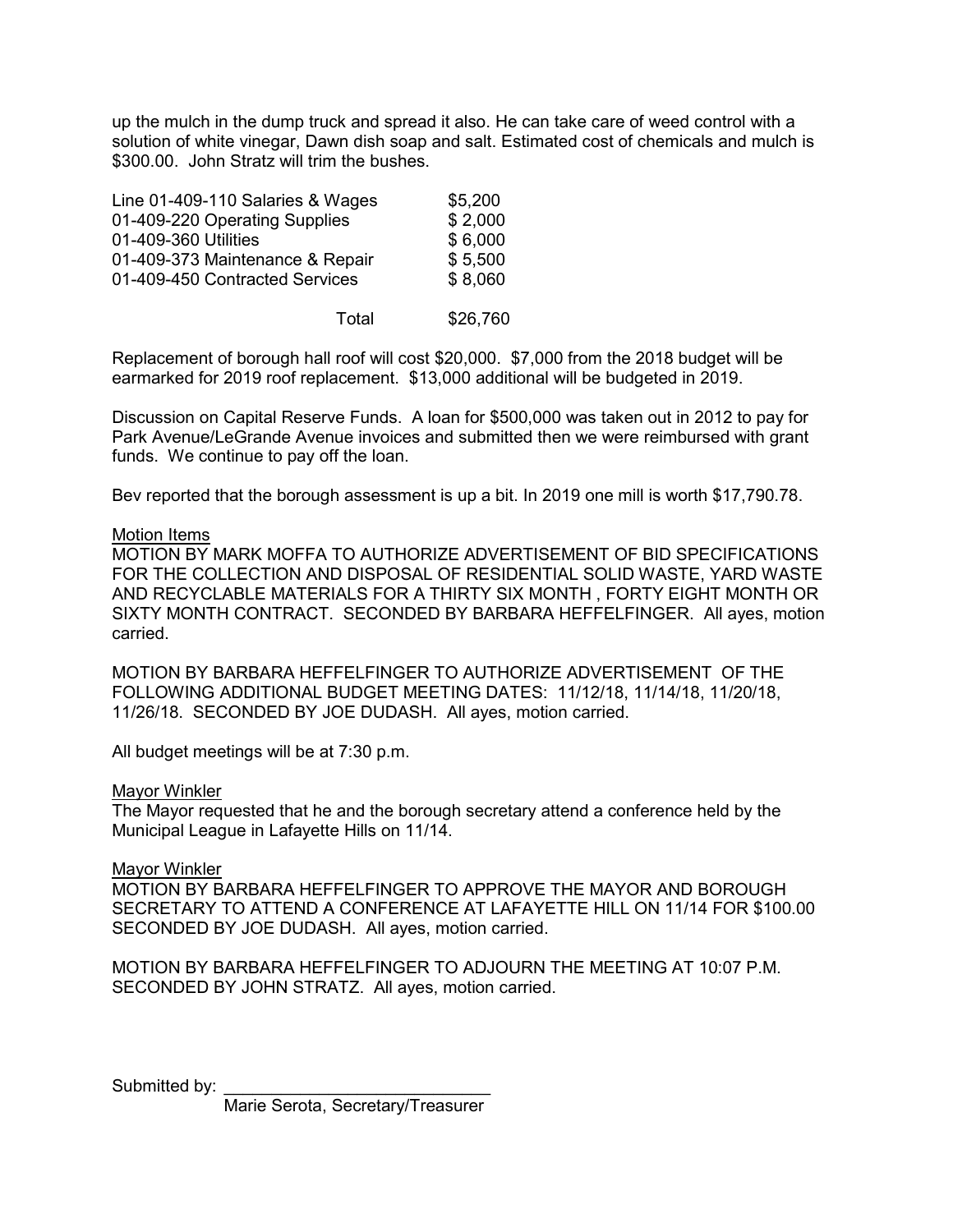up the mulch in the dump truck and spread it also. He can take care of weed control with a solution of white vinegar, Dawn dish soap and salt. Estimated cost of chemicals and mulch is $300.00. John Stratz will trim the bushes.

| | |
|---|---|
| Line 01-409-110 Salaries & Wages | $5,200 |
| 01-409-220 Operating Supplies | $ 2,000 |
| 01-409-360 Utilities | $ 6,000 |
| 01-409-373 Maintenance & Repair | $ 5,500 |
| 01-409-450 Contracted Services | $ 8,060 |
| Total | $26,760 |

Replacement of borough hall roof will cost $20,000. $7,000 from the 2018 budget will be earmarked for 2019 roof replacement. $13,000 additional will be budgeted in 2019.

Discussion on Capital Reserve Funds. A loan for $500,000 was taken out in 2012 to pay for Park Avenue/LeGrande Avenue invoices and submitted then we were reimbursed with grant funds. We continue to pay off the loan.

Bev reported that the borough assessment is up a bit. In 2019 one mill is worth $17,790.78.

<u>Motion Items</u>

MOTION BY MARK MOFFA TO AUTHORIZE ADVERTISEMENT OF BID SPECIFICATIONS FOR THE COLLECTION AND DISPOSAL OF RESIDENTIAL SOLID WASTE, YARD WASTE AND RECYCLABLE MATERIALS FOR A THIRTY SIX MONTH , FORTY EIGHT MONTH OR SIXTY MONTH CONTRACT. SECONDED BY BARBARA HEFFELFINGER. All ayes, motion carried.

MOTION BY BARBARA HEFFELFINGER TO AUTHORIZE ADVERTISEMENT OF THE FOLLOWING ADDITIONAL BUDGET MEETING DATES: 11/12/18, 11/14/18, 11/20/18, 11/26/18. SECONDED BY JOE DUDASH. All ayes, motion carried.

All budget meetings will be at 7:30 p.m.

<u>Mayor Winkler</u>

The Mayor requested that he and the borough secretary attend a conference held by the Municipal League in Lafayette Hills on 11/14.

<u>Mayor Winkler</u>

MOTION BY BARBARA HEFFELFINGER TO APPROVE THE MAYOR AND BOROUGH SECRETARY TO ATTEND A CONFERENCE AT LAFAYETTE HILL ON 11/14 FOR $100.00 SECONDED BY JOE DUDASH. All ayes, motion carried.

MOTION BY BARBARA HEFFELFINGER TO ADJOURN THE MEETING AT 10:07 P.M. SECONDED BY JOHN STRATZ. All ayes, motion carried.

Submitted by: ____________________________

Marie Serota, Secretary/Treasurer